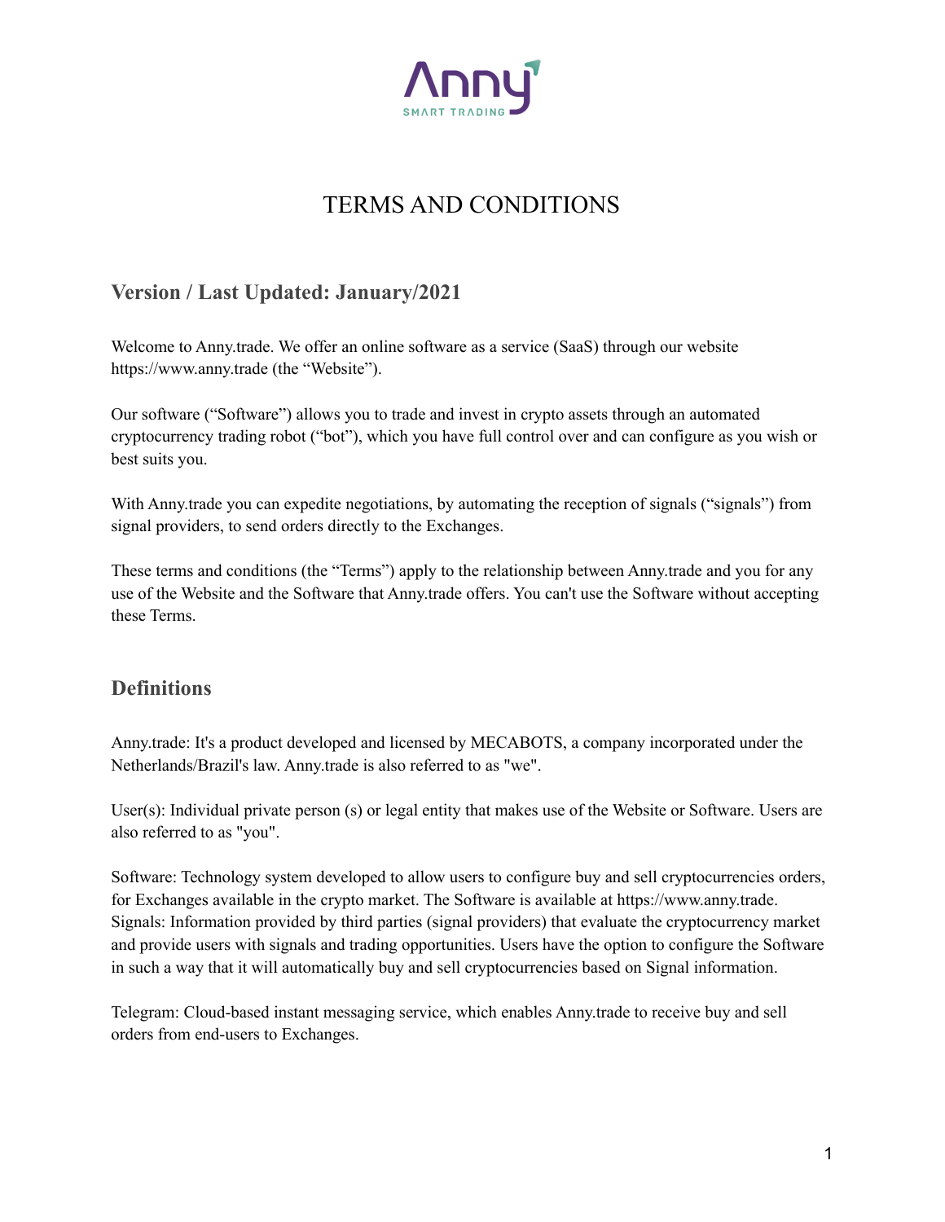# TERMS AND CONDITIONS

## Version / Last Updated: January/2021

Welcome to Anny.trade. We offer an online software as a service (SaaS) through our website https://www.anny.trade (the "Website").

Our software ("Software") allows you to trade and invest in crypto assets through an automated cryptocurrency trading robot ("bot"), which you have full control over and can configure as you wish or best suits you.

With Anny.trade you can expedite negotiations, by automating the reception of signals ("signals") from signal providers, to send orders directly to the Exchanges.

These terms and conditions (the "Terms") apply to the relationship between Anny.trade and you for any use of the Website and the Software that Anny.trade offers. You can't use the Software without accepting these Terms.

## Definitions

Anny.trade: It's a product developed and licensed by MECABOTS, a company incorporated under the Netherlands/Brazil's law. Anny.trade is also referred to as "we".

User(s): Individual private person (s) or legal entity that makes use of the Website or Software. Users are also referred to as "you".

Software: Technology system developed to allow users to configure buy and sell cryptocurrencies orders, for Exchanges available in the crypto market. The Software is available at https://www.anny.trade.
Signals: Information provided by third parties (signal providers) that evaluate the cryptocurrency market and provide users with signals and trading opportunities. Users have the option to configure the Software in such a way that it will automatically buy and sell cryptocurrencies based on Signal information.

Telegram: Cloud-based instant messaging service, which enables Anny.trade to receive buy and sell orders from end-users to Exchanges.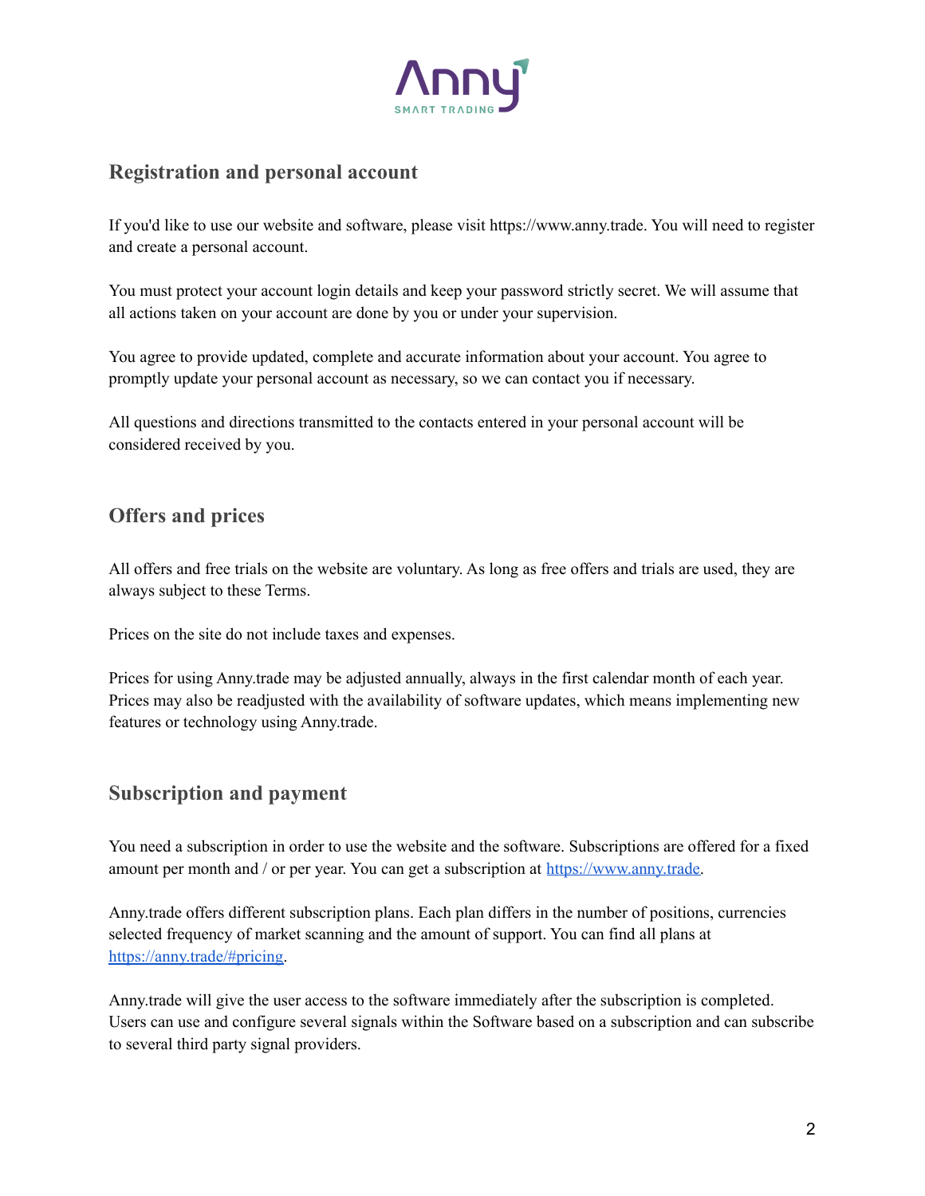## Registration and personal account

If you'd like to use our website and software, please visit https://www.anny.trade. You will need to register and create a personal account.

You must protect your account login details and keep your password strictly secret. We will assume that all actions taken on your account are done by you or under your supervision.

You agree to provide updated, complete and accurate information about your account. You agree to promptly update your personal account as necessary, so we can contact you if necessary.

All questions and directions transmitted to the contacts entered in your personal account will be considered received by you.

## Offers and prices

All offers and free trials on the website are voluntary. As long as free offers and trials are used, they are always subject to these Terms.

Prices on the site do not include taxes and expenses.

Prices for using Anny.trade may be adjusted annually, always in the first calendar month of each year. Prices may also be readjusted with the availability of software updates, which means implementing new features or technology using Anny.trade.

## Subscription and payment

You need a subscription in order to use the website and the software. Subscriptions are offered for a fixed amount per month and / or per year. You can get a subscription at [https://www.anny.trade](https://www.anny.trade).

Anny.trade offers different subscription plans. Each plan differs in the number of positions, currencies selected frequency of market scanning and the amount of support. You can find all plans at [https://anny.trade/#pricing](https://anny.trade/#pricing).

Anny.trade will give the user access to the software immediately after the subscription is completed. Users can use and configure several signals within the Software based on a subscription and can subscribe to several third party signal providers.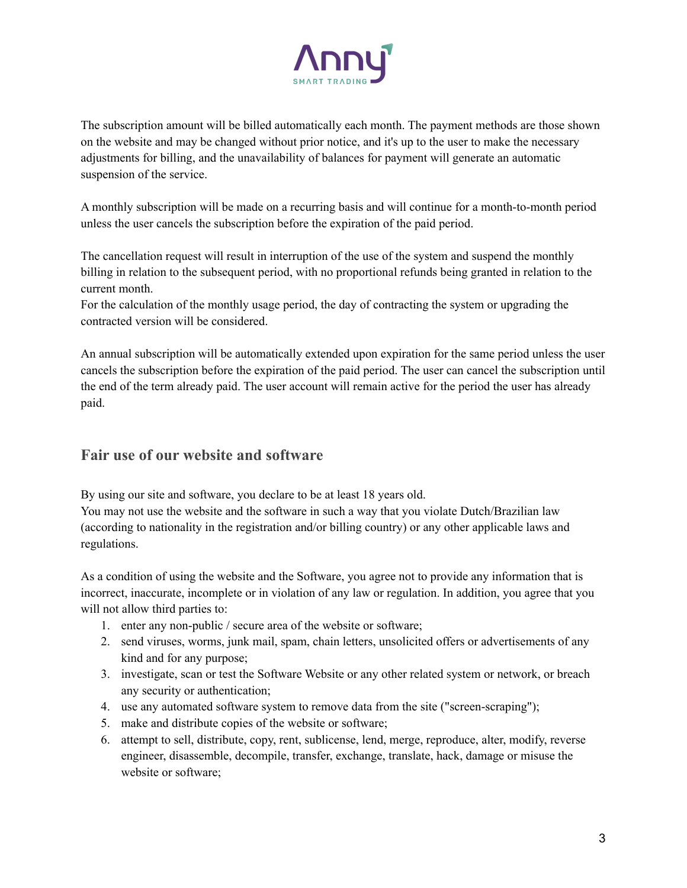The subscription amount will be billed automatically each month. The payment methods are those shown on the website and may be changed without prior notice, and it's up to the user to make the necessary adjustments for billing, and the unavailability of balances for payment will generate an automatic suspension of the service.

A monthly subscription will be made on a recurring basis and will continue for a month-to-month period unless the user cancels the subscription before the expiration of the paid period.

The cancellation request will result in interruption of the use of the system and suspend the monthly billing in relation to the subsequent period, with no proportional refunds being granted in relation to the current month.
For the calculation of the monthly usage period, the day of contracting the system or upgrading the contracted version will be considered.

An annual subscription will be automatically extended upon expiration for the same period unless the user cancels the subscription before the expiration of the paid period. The user can cancel the subscription until the end of the term already paid. The user account will remain active for the period the user has already paid.

## Fair use of our website and software

By using our site and software, you declare to be at least 18 years old.
You may not use the website and the software in such a way that you violate Dutch/Brazilian law (according to nationality in the registration and/or billing country) or any other applicable laws and regulations.

As a condition of using the website and the Software, you agree not to provide any information that is incorrect, inaccurate, incomplete or in violation of any law or regulation. In addition, you agree that you will not allow third parties to:

1. enter any non-public / secure area of the website or software;
2. send viruses, worms, junk mail, spam, chain letters, unsolicited offers or advertisements of any kind and for any purpose;
3. investigate, scan or test the Software Website or any other related system or network, or breach any security or authentication;
4. use any automated software system to remove data from the site ("screen-scraping");
5. make and distribute copies of the website or software;
6. attempt to sell, distribute, copy, rent, sublicense, lend, merge, reproduce, alter, modify, reverse engineer, disassemble, decompile, transfer, exchange, translate, hack, damage or misuse the website or software;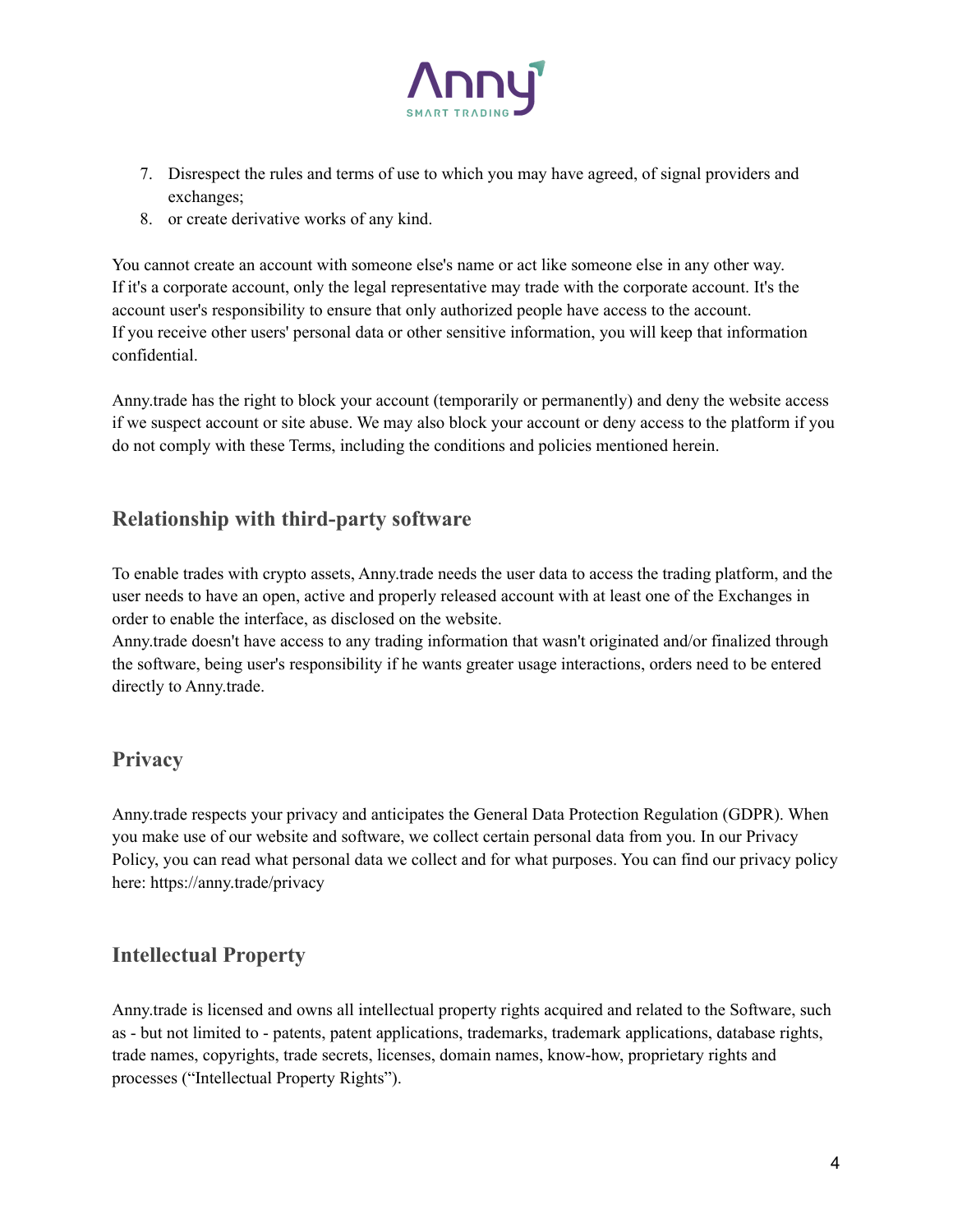7. Disrespect the rules and terms of use to which you may have agreed, of signal providers and exchanges;
8. or create derivative works of any kind.

You cannot create an account with someone else's name or act like someone else in any other way. If it's a corporate account, only the legal representative may trade with the corporate account. It's the account user's responsibility to ensure that only authorized people have access to the account. If you receive other users' personal data or other sensitive information, you will keep that information confidential.

Anny.trade has the right to block your account (temporarily or permanently) and deny the website access if we suspect account or site abuse. We may also block your account or deny access to the platform if you do not comply with these Terms, including the conditions and policies mentioned herein.

## Relationship with third-party software

To enable trades with crypto assets, Anny.trade needs the user data to access the trading platform, and the user needs to have an open, active and properly released account with at least one of the Exchanges in order to enable the interface, as disclosed on the website.
Anny.trade doesn't have access to any trading information that wasn't originated and/or finalized through the software, being user's responsibility if he wants greater usage interactions, orders need to be entered directly to Anny.trade.

## Privacy

Anny.trade respects your privacy and anticipates the General Data Protection Regulation (GDPR). When you make use of our website and software, we collect certain personal data from you. In our Privacy Policy, you can read what personal data we collect and for what purposes. You can find our privacy policy here: https://anny.trade/privacy

## Intellectual Property

Anny.trade is licensed and owns all intellectual property rights acquired and related to the Software, such as - but not limited to - patents, patent applications, trademarks, trademark applications, database rights, trade names, copyrights, trade secrets, licenses, domain names, know-how, proprietary rights and processes ("Intellectual Property Rights").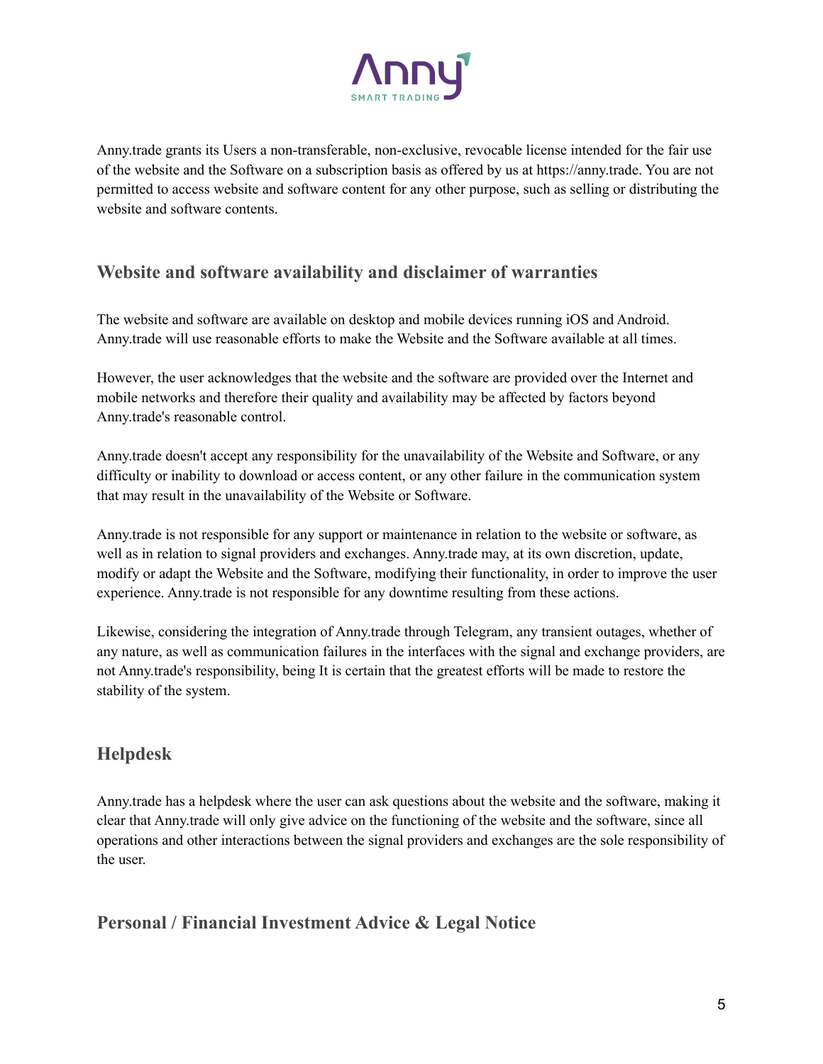Anny.trade grants its Users a non-transferable, non-exclusive, revocable license intended for the fair use of the website and the Software on a subscription basis as offered by us at https://anny.trade. You are not permitted to access website and software content for any other purpose, such as selling or distributing the website and software contents.

## Website and software availability and disclaimer of warranties

The website and software are available on desktop and mobile devices running iOS and Android. Anny.trade will use reasonable efforts to make the Website and the Software available at all times.

However, the user acknowledges that the website and the software are provided over the Internet and mobile networks and therefore their quality and availability may be affected by factors beyond Anny.trade's reasonable control.

Anny.trade doesn't accept any responsibility for the unavailability of the Website and Software, or any difficulty or inability to download or access content, or any other failure in the communication system that may result in the unavailability of the Website or Software.

Anny.trade is not responsible for any support or maintenance in relation to the website or software, as well as in relation to signal providers and exchanges. Anny.trade may, at its own discretion, update, modify or adapt the Website and the Software, modifying their functionality, in order to improve the user experience. Anny.trade is not responsible for any downtime resulting from these actions.

Likewise, considering the integration of Anny.trade through Telegram, any transient outages, whether of any nature, as well as communication failures in the interfaces with the signal and exchange providers, are not Anny.trade's responsibility, being It is certain that the greatest efforts will be made to restore the stability of the system.

## Helpdesk

Anny.trade has a helpdesk where the user can ask questions about the website and the software, making it clear that Anny.trade will only give advice on the functioning of the website and the software, since all operations and other interactions between the signal providers and exchanges are the sole responsibility of the user.

## Personal / Financial Investment Advice & Legal Notice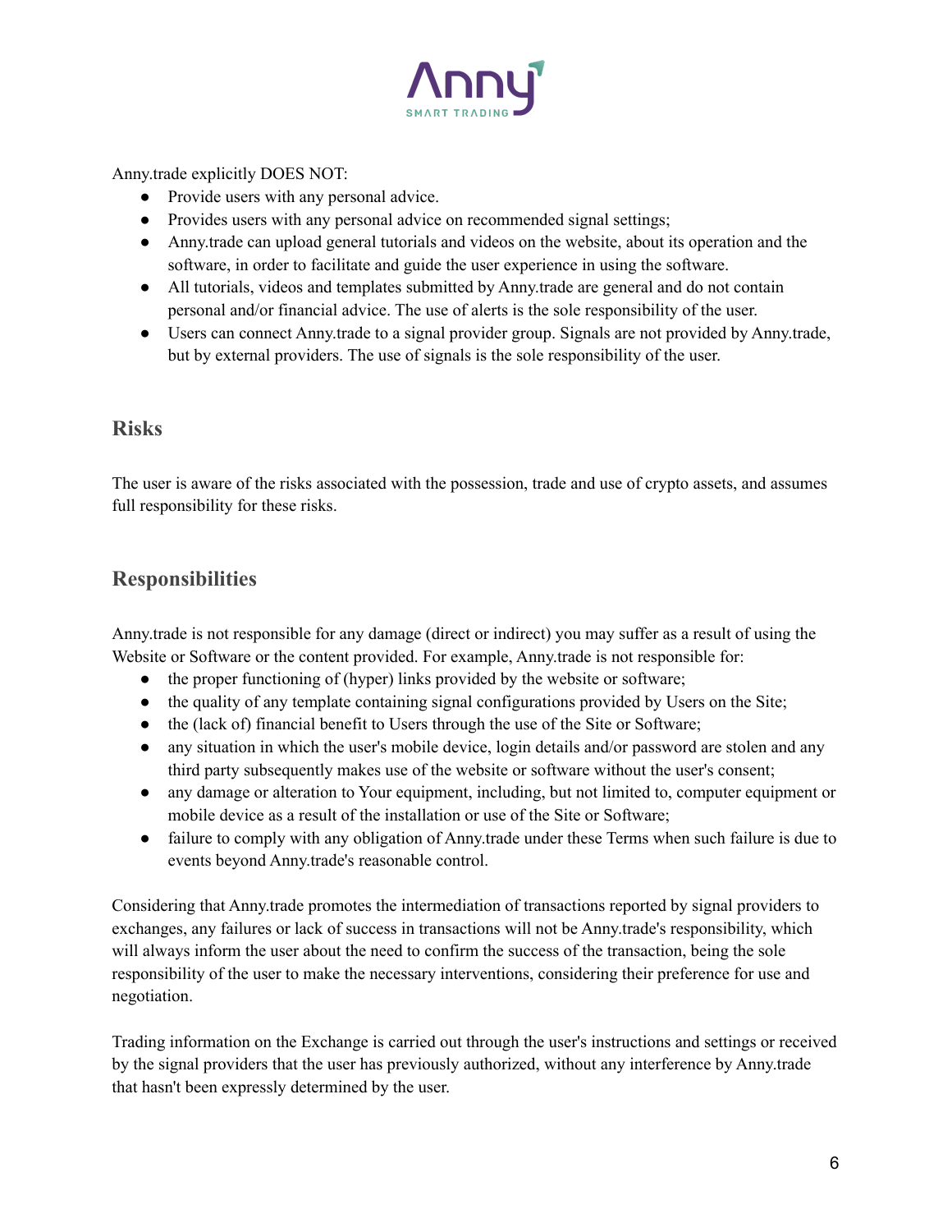Anny.trade explicitly DOES NOT:

- Provide users with any personal advice.
- Provides users with any personal advice on recommended signal settings;
- Anny.trade can upload general tutorials and videos on the website, about its operation and the software, in order to facilitate and guide the user experience in using the software.
- All tutorials, videos and templates submitted by Anny.trade are general and do not contain personal and/or financial advice. The use of alerts is the sole responsibility of the user.
- Users can connect Anny.trade to a signal provider group. Signals are not provided by Anny.trade, but by external providers. The use of signals is the sole responsibility of the user.

## Risks

The user is aware of the risks associated with the possession, trade and use of crypto assets, and assumes full responsibility for these risks.

## Responsibilities

Anny.trade is not responsible for any damage (direct or indirect) you may suffer as a result of using the Website or Software or the content provided. For example, Anny.trade is not responsible for:

- the proper functioning of (hyper) links provided by the website or software;
- the quality of any template containing signal configurations provided by Users on the Site;
- the (lack of) financial benefit to Users through the use of the Site or Software;
- any situation in which the user's mobile device, login details and/or password are stolen and any third party subsequently makes use of the website or software without the user's consent;
- any damage or alteration to Your equipment, including, but not limited to, computer equipment or mobile device as a result of the installation or use of the Site or Software;
- failure to comply with any obligation of Anny.trade under these Terms when such failure is due to events beyond Anny.trade's reasonable control.

Considering that Anny.trade promotes the intermediation of transactions reported by signal providers to exchanges, any failures or lack of success in transactions will not be Anny.trade's responsibility, which will always inform the user about the need to confirm the success of the transaction, being the sole responsibility of the user to make the necessary interventions, considering their preference for use and negotiation.

Trading information on the Exchange is carried out through the user's instructions and settings or received by the signal providers that the user has previously authorized, without any interference by Anny.trade that hasn't been expressly determined by the user.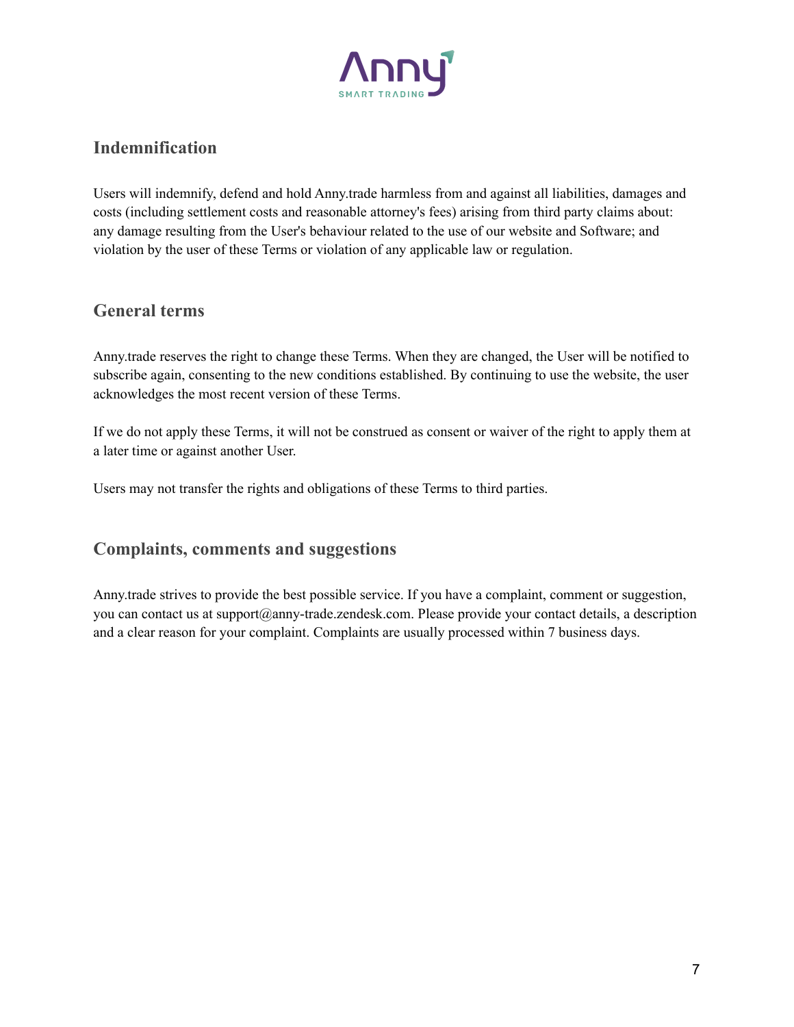## Indemnification

Users will indemnify, defend and hold Anny.trade harmless from and against all liabilities, damages and costs (including settlement costs and reasonable attorney's fees) arising from third party claims about: any damage resulting from the User's behaviour related to the use of our website and Software; and violation by the user of these Terms or violation of any applicable law or regulation.

## General terms

Anny.trade reserves the right to change these Terms. When they are changed, the User will be notified to subscribe again, consenting to the new conditions established. By continuing to use the website, the user acknowledges the most recent version of these Terms.

If we do not apply these Terms, it will not be construed as consent or waiver of the right to apply them at a later time or against another User.

Users may not transfer the rights and obligations of these Terms to third parties.

## Complaints, comments and suggestions

Anny.trade strives to provide the best possible service. If you have a complaint, comment or suggestion, you can contact us at support@anny-trade.zendesk.com. Please provide your contact details, a description and a clear reason for your complaint. Complaints are usually processed within 7 business days.